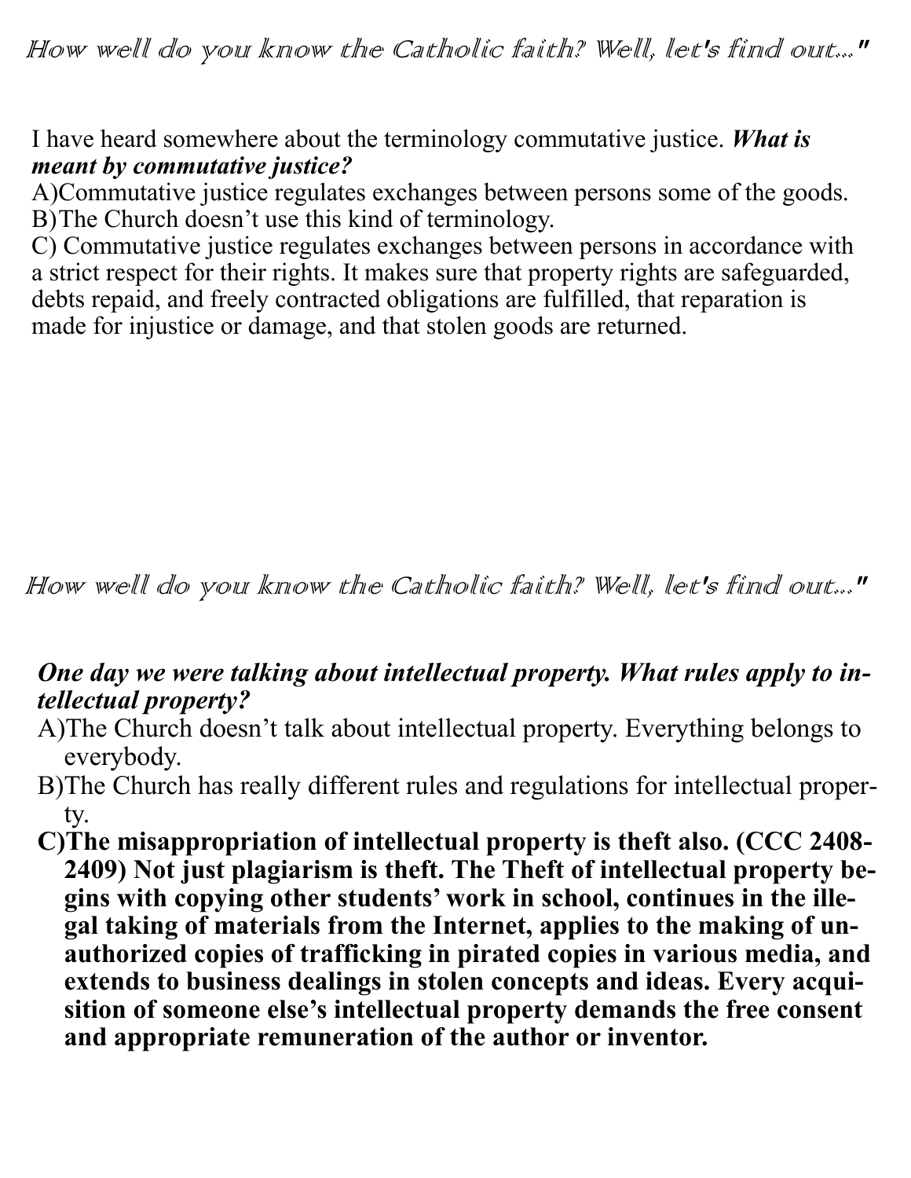*How well do you know the Catholic faith? Well, let's find out..."*

I have heard somewhere about the terminology commutative justice. ***What is meant by commutative justice?***

A)Commutative justice regulates exchanges between persons some of the goods.

B)The Church doesn't use this kind of terminology.

C) Commutative justice regulates exchanges between persons in accordance with a strict respect for their rights. It makes sure that property rights are safeguarded, debts repaid, and freely contracted obligations are fulfilled, that reparation is made for injustice or damage, and that stolen goods are returned.

*How well do you know the Catholic faith? Well, let's find out..."*

***One day we were talking about intellectual property. What rules apply to intellectual property?***

A)The Church doesn't talk about intellectual property. Everything belongs to everybody.

B)The Church has really different rules and regulations for intellectual property.

**C)The misappropriation of intellectual property is theft also. (CCC 2408-2409) Not just plagiarism is theft. The Theft of intellectual property begins with copying other students' work in school, continues in the illegal taking of materials from the Internet, applies to the making of unauthorized copies of trafficking in pirated copies in various media, and extends to business dealings in stolen concepts and ideas. Every acquisition of someone else's intellectual property demands the free consent and appropriate remuneration of the author or inventor.**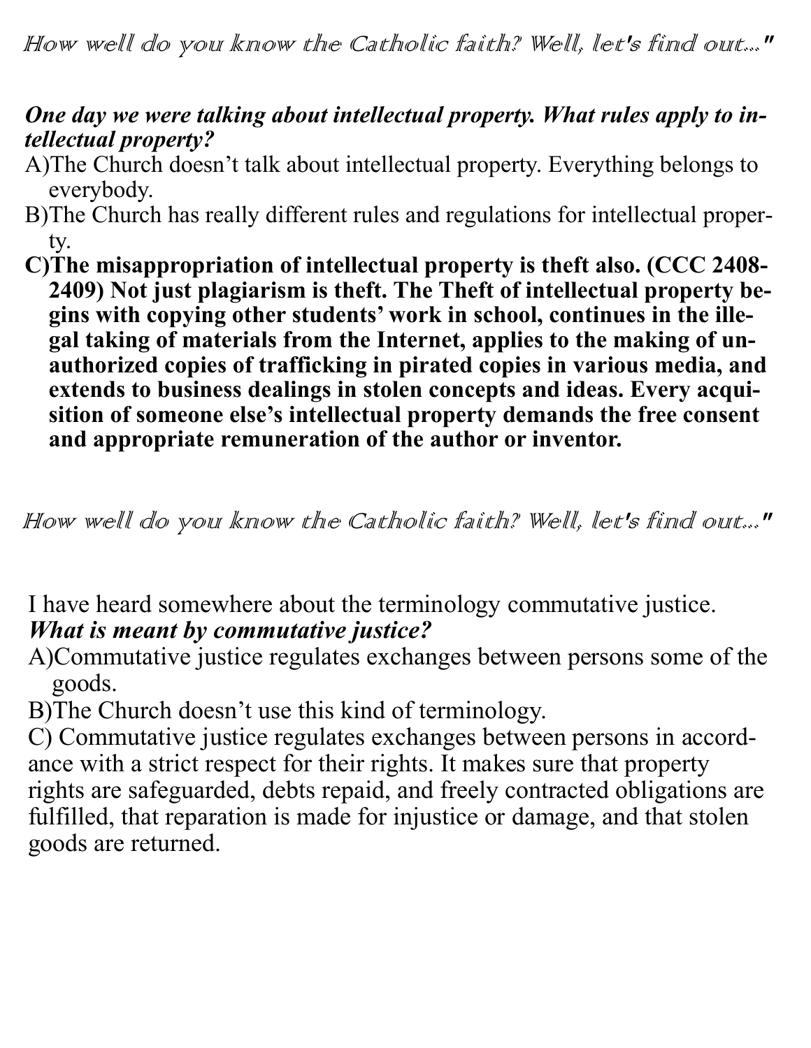*How well do you know the Catholic faith? Well, let's find out..."*

***One day we were talking about intellectual property. What rules apply to intellectual property?***

A)The Church doesn't talk about intellectual property. Everything belongs to everybody.

B)The Church has really different rules and regulations for intellectual property.

**C)The misappropriation of intellectual property is theft also. (CCC 2408-2409) Not just plagiarism is theft. The Theft of intellectual property begins with copying other students' work in school, continues in the illegal taking of materials from the Internet, applies to the making of unauthorized copies of trafficking in pirated copies in various media, and extends to business dealings in stolen concepts and ideas. Every acquisition of someone else's intellectual property demands the free consent and appropriate remuneration of the author or inventor.**

*How well do you know the Catholic faith? Well, let's find out..."*

I have heard somewhere about the terminology commutative justice.

***What is meant by commutative justice?***

A)Commutative justice regulates exchanges between persons some of the goods.

B)The Church doesn't use this kind of terminology.

C) Commutative justice regulates exchanges between persons in accordance with a strict respect for their rights. It makes sure that property rights are safeguarded, debts repaid, and freely contracted obligations are fulfilled, that reparation is made for injustice or damage, and that stolen goods are returned.